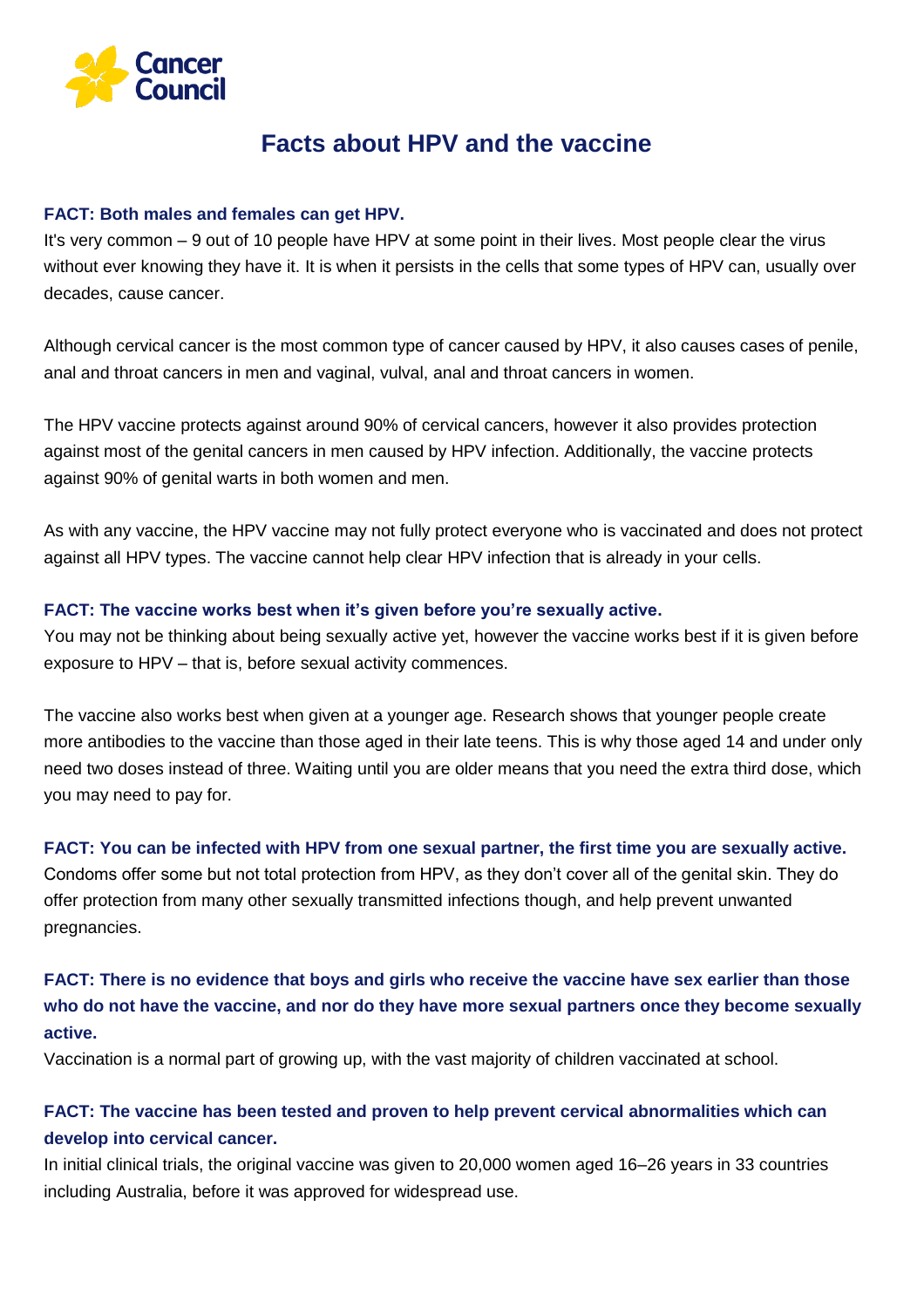Cancer Council

# Facts about HPV and the vaccine

**FACT: Both males and females can get HPV.**

It's very common – 9 out of 10 people have HPV at some point in their lives. Most people clear the virus without ever knowing they have it. It is when it persists in the cells that some types of HPV can, usually over decades, cause cancer.

Although cervical cancer is the most common type of cancer caused by HPV, it also causes cases of penile, anal and throat cancers in men and vaginal, vulval, anal and throat cancers in women.

The HPV vaccine protects against around 90% of cervical cancers, however it also provides protection against most of the genital cancers in men caused by HPV infection. Additionally, the vaccine protects against 90% of genital warts in both women and men.

As with any vaccine, the HPV vaccine may not fully protect everyone who is vaccinated and does not protect against all HPV types. The vaccine cannot help clear HPV infection that is already in your cells.

**FACT: The vaccine works best when it's given before you're sexually active.**

You may not be thinking about being sexually active yet, however the vaccine works best if it is given before exposure to HPV – that is, before sexual activity commences.

The vaccine also works best when given at a younger age. Research shows that younger people create more antibodies to the vaccine than those aged in their late teens. This is why those aged 14 and under only need two doses instead of three. Waiting until you are older means that you need the extra third dose, which you may need to pay for.

**FACT: You can be infected with HPV from one sexual partner, the first time you are sexually active.**

Condoms offer some but not total protection from HPV, as they don't cover all of the genital skin. They do offer protection from many other sexually transmitted infections though, and help prevent unwanted pregnancies.

**FACT: There is no evidence that boys and girls who receive the vaccine have sex earlier than those who do not have the vaccine, and nor do they have more sexual partners once they become sexually active.**

Vaccination is a normal part of growing up, with the vast majority of children vaccinated at school.

**FACT: The vaccine has been tested and proven to help prevent cervical abnormalities which can develop into cervical cancer.**

In initial clinical trials, the original vaccine was given to 20,000 women aged 16–26 years in 33 countries including Australia, before it was approved for widespread use.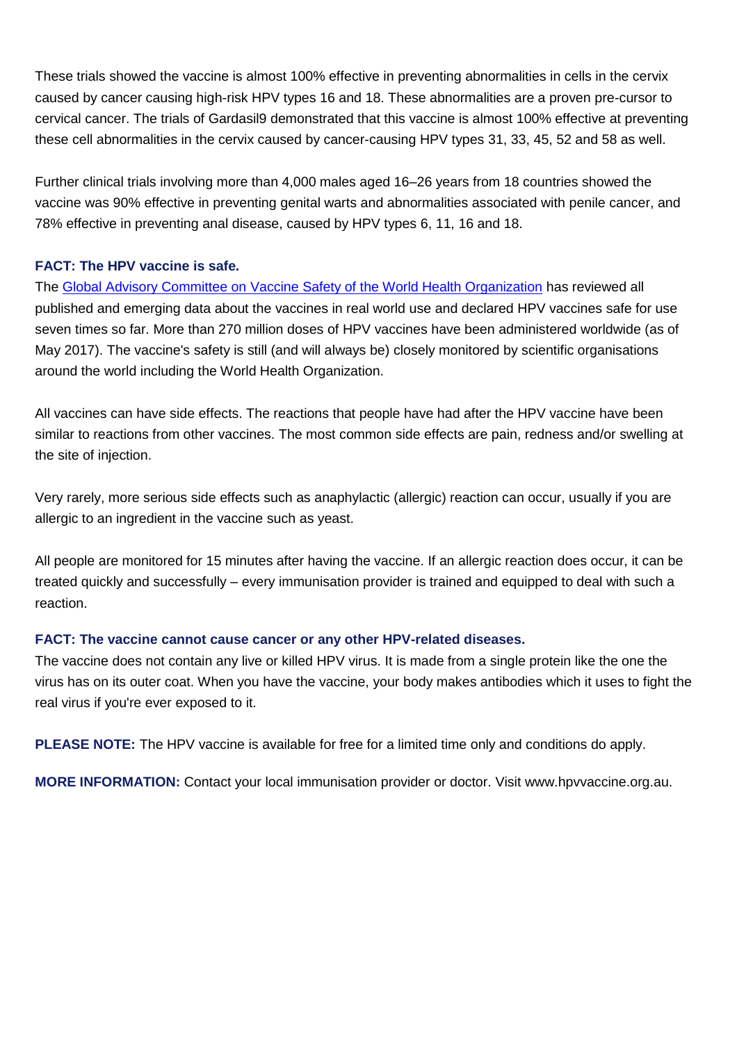These trials showed the vaccine is almost 100% effective in preventing abnormalities in cells in the cervix caused by cancer causing high-risk HPV types 16 and 18. These abnormalities are a proven pre-cursor to cervical cancer. The trials of Gardasil9 demonstrated that this vaccine is almost 100% effective at preventing these cell abnormalities in the cervix caused by cancer-causing HPV types 31, 33, 45, 52 and 58 as well.

Further clinical trials involving more than 4,000 males aged 16–26 years from 18 countries showed the vaccine was 90% effective in preventing genital warts and abnormalities associated with penile cancer, and 78% effective in preventing anal disease, caused by HPV types 6, 11, 16 and 18.

**FACT: The HPV vaccine is safe.**

The [Global Advisory Committee on Vaccine Safety of the World Health Organization] has reviewed all published and emerging data about the vaccines in real world use and declared HPV vaccines safe for use seven times so far. More than 270 million doses of HPV vaccines have been administered worldwide (as of May 2017). The vaccine's safety is still (and will always be) closely monitored by scientific organisations around the world including the World Health Organization.

All vaccines can have side effects. The reactions that people have had after the HPV vaccine have been similar to reactions from other vaccines. The most common side effects are pain, redness and/or swelling at the site of injection.

Very rarely, more serious side effects such as anaphylactic (allergic) reaction can occur, usually if you are allergic to an ingredient in the vaccine such as yeast.

All people are monitored for 15 minutes after having the vaccine. If an allergic reaction does occur, it can be treated quickly and successfully – every immunisation provider is trained and equipped to deal with such a reaction.

**FACT: The vaccine cannot cause cancer or any other HPV-related diseases.**

The vaccine does not contain any live or killed HPV virus. It is made from a single protein like the one the virus has on its outer coat. When you have the vaccine, your body makes antibodies which it uses to fight the real virus if you're ever exposed to it.

**PLEASE NOTE:** The HPV vaccine is available for free for a limited time only and conditions do apply.

**MORE INFORMATION:** Contact your local immunisation provider or doctor. Visit www.hpvvaccine.org.au.